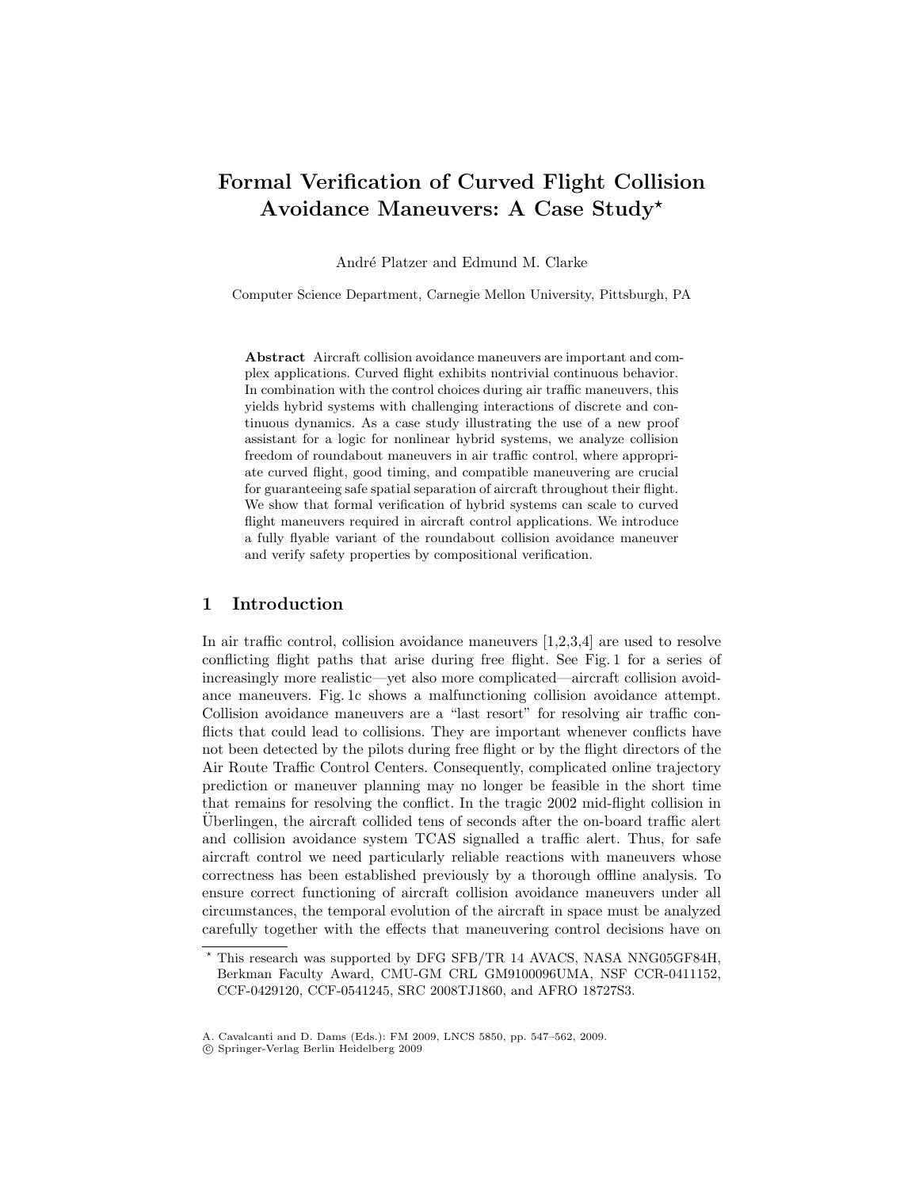# Formal Verification of Curved Flight Collision Avoidance Maneuvers: A Case Study*

André Platzer and Edmund M. Clarke

Computer Science Department, Carnegie Mellon University, Pittsburgh, PA

**Abstract** Aircraft collision avoidance maneuvers are important and complex applications. Curved flight exhibits nontrivial continuous behavior. In combination with the control choices during air traffic maneuvers, this yields hybrid systems with challenging interactions of discrete and continuous dynamics. As a case study illustrating the use of a new proof assistant for a logic for nonlinear hybrid systems, we analyze collision freedom of roundabout maneuvers in air traffic control, where appropriate curved flight, good timing, and compatible maneuvering are crucial for guaranteeing safe spatial separation of aircraft throughout their flight. We show that formal verification of hybrid systems can scale to curved flight maneuvers required in aircraft control applications. We introduce a fully flyable variant of the roundabout collision avoidance maneuver and verify safety properties by compositional verification.

## 1 Introduction

In air traffic control, collision avoidance maneuvers [1,2,3,4] are used to resolve conflicting flight paths that arise during free flight. See Fig. 1 for a series of increasingly more realistic—yet also more complicated—aircraft collision avoidance maneuvers. Fig. 1c shows a malfunctioning collision avoidance attempt. Collision avoidance maneuvers are a "last resort" for resolving air traffic conflicts that could lead to collisions. They are important whenever conflicts have not been detected by the pilots during free flight or by the flight directors of the Air Route Traffic Control Centers. Consequently, complicated online trajectory prediction or maneuver planning may no longer be feasible in the short time that remains for resolving the conflict. In the tragic 2002 mid-flight collision in Überlingen, the aircraft collided tens of seconds after the on-board traffic alert and collision avoidance system TCAS signalled a traffic alert. Thus, for safe aircraft control we need particularly reliable reactions with maneuvers whose correctness has been established previously by a thorough offline analysis. To ensure correct functioning of aircraft collision avoidance maneuvers under all circumstances, the temporal evolution of the aircraft in space must be analyzed carefully together with the effects that maneuvering control decisions have on

* This research was supported by DFG SFB/TR 14 AVACS, NASA NNG05GF84H, Berkman Faculty Award, CMU-GM CRL GM9100096UMA, NSF CCR-0411152, CCF-0429120, CCF-0541245, SRC 2008TJ1860, and AFRO 18727S3.

A. Cavalcanti and D. Dams (Eds.): FM 2009, LNCS 5850, pp. 547–562, 2009.
© Springer-Verlag Berlin Heidelberg 2009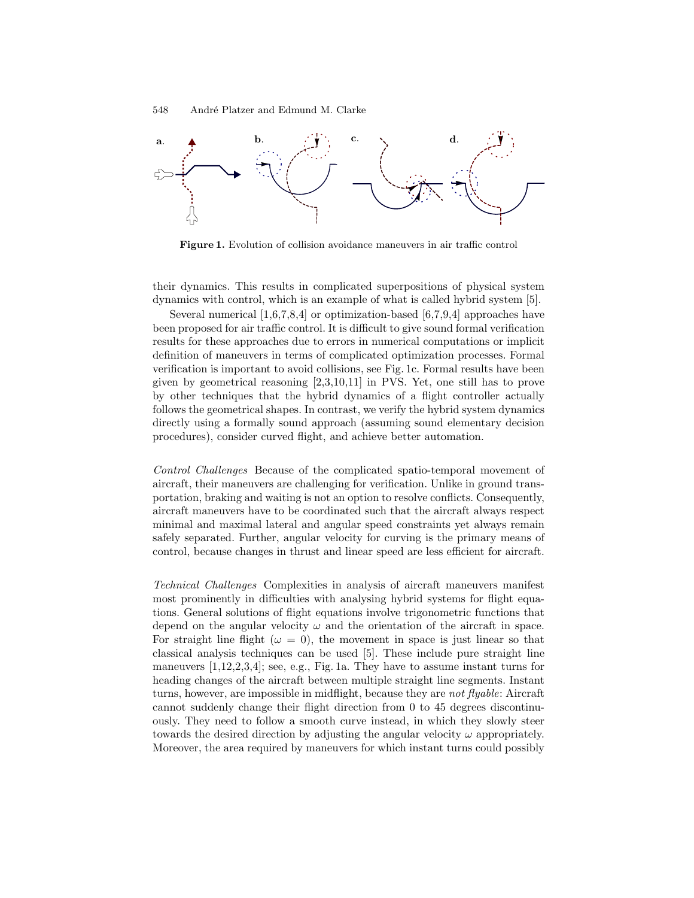**Figure 1.** Evolution of collision avoidance maneuvers in air traffic control

their dynamics. This results in complicated superpositions of physical system dynamics with control, which is an example of what is called hybrid system [5].

Several numerical [1,6,7,8,4] or optimization-based [6,7,9,4] approaches have been proposed for air traffic control. It is difficult to give sound formal verification results for these approaches due to errors in numerical computations or implicit definition of maneuvers in terms of complicated optimization processes. Formal verification is important to avoid collisions, see Fig. 1c. Formal results have been given by geometrical reasoning [2,3,10,11] in PVS. Yet, one still has to prove by other techniques that the hybrid dynamics of a flight controller actually follows the geometrical shapes. In contrast, we verify the hybrid system dynamics directly using a formally sound approach (assuming sound elementary decision procedures), consider curved flight, and achieve better automation.

*Control Challenges* Because of the complicated spatio-temporal movement of aircraft, their maneuvers are challenging for verification. Unlike in ground transportation, braking and waiting is not an option to resolve conflicts. Consequently, aircraft maneuvers have to be coordinated such that the aircraft always respect minimal and maximal lateral and angular speed constraints yet always remain safely separated. Further, angular velocity for curving is the primary means of control, because changes in thrust and linear speed are less efficient for aircraft.

*Technical Challenges* Complexities in analysis of aircraft maneuvers manifest most prominently in difficulties with analysing hybrid systems for flight equations. General solutions of flight equations involve trigonometric functions that depend on the angular velocity $\omega$ and the orientation of the aircraft in space. For straight line flight ($\omega = 0$), the movement in space is just linear so that classical analysis techniques can be used [5]. These include pure straight line maneuvers [1,12,2,3,4]; see, e.g., Fig. 1a. They have to assume instant turns for heading changes of the aircraft between multiple straight line segments. Instant turns, however, are impossible in midflight, because they are *not flyable*: Aircraft cannot suddenly change their flight direction from 0 to 45 degrees discontinuously. They need to follow a smooth curve instead, in which they slowly steer towards the desired direction by adjusting the angular velocity $\omega$ appropriately. Moreover, the area required by maneuvers for which instant turns could possibly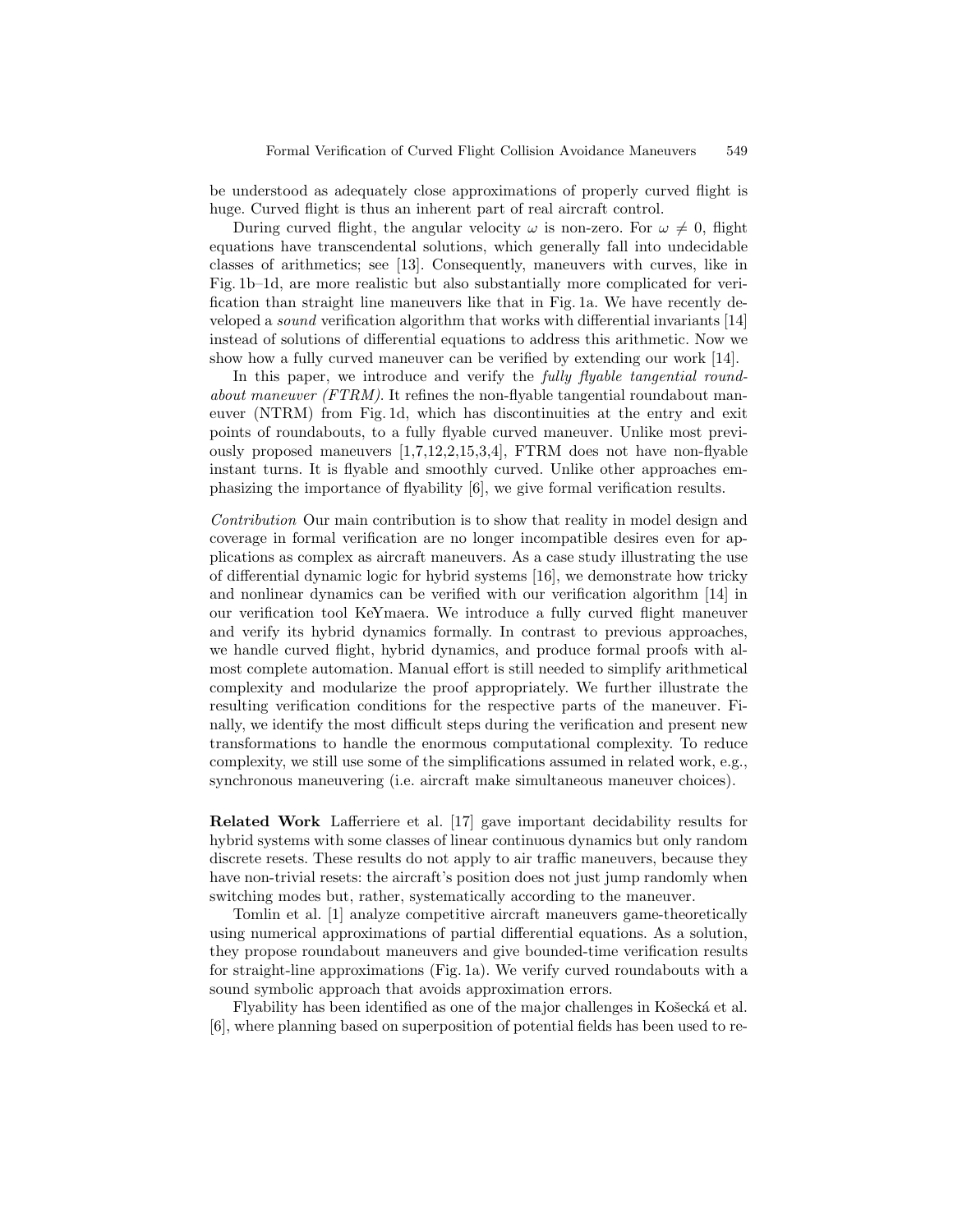be understood as adequately close approximations of properly curved flight is huge. Curved flight is thus an inherent part of real aircraft control.

During curved flight, the angular velocity $\omega$ is non-zero. For $\omega \neq 0$, flight equations have transcendental solutions, which generally fall into undecidable classes of arithmetics; see [13]. Consequently, maneuvers with curves, like in Fig. 1b–1d, are more realistic but also substantially more complicated for verification than straight line maneuvers like that in Fig. 1a. We have recently developed a *sound* verification algorithm that works with differential invariants [14] instead of solutions of differential equations to address this arithmetic. Now we show how a fully curved maneuver can be verified by extending our work [14].

In this paper, we introduce and verify the *fully flyable tangential roundabout maneuver (FTRM)*. It refines the non-flyable tangential roundabout maneuver (NTRM) from Fig. 1d, which has discontinuities at the entry and exit points of roundabouts, to a fully flyable curved maneuver. Unlike most previously proposed maneuvers [1,7,12,2,15,3,4], FTRM does not have non-flyable instant turns. It is flyable and smoothly curved. Unlike other approaches emphasizing the importance of flyability [6], we give formal verification results.

*Contribution* Our main contribution is to show that reality in model design and coverage in formal verification are no longer incompatible desires even for applications as complex as aircraft maneuvers. As a case study illustrating the use of differential dynamic logic for hybrid systems [16], we demonstrate how tricky and nonlinear dynamics can be verified with our verification algorithm [14] in our verification tool KeYmaera. We introduce a fully curved flight maneuver and verify its hybrid dynamics formally. In contrast to previous approaches, we handle curved flight, hybrid dynamics, and produce formal proofs with almost complete automation. Manual effort is still needed to simplify arithmetical complexity and modularize the proof appropriately. We further illustrate the resulting verification conditions for the respective parts of the maneuver. Finally, we identify the most difficult steps during the verification and present new transformations to handle the enormous computational complexity. To reduce complexity, we still use some of the simplifications assumed in related work, e.g., synchronous maneuvering (i.e. aircraft make simultaneous maneuver choices).

**Related Work** Lafferriere et al. [17] gave important decidability results for hybrid systems with some classes of linear continuous dynamics but only random discrete resets. These results do not apply to air traffic maneuvers, because they have non-trivial resets: the aircraft's position does not just jump randomly when switching modes but, rather, systematically according to the maneuver.

Tomlin et al. [1] analyze competitive aircraft maneuvers game-theoretically using numerical approximations of partial differential equations. As a solution, they propose roundabout maneuvers and give bounded-time verification results for straight-line approximations (Fig. 1a). We verify curved roundabouts with a sound symbolic approach that avoids approximation errors.

Flyability has been identified as one of the major challenges in Košecká et al. [6], where planning based on superposition of potential fields has been used to re-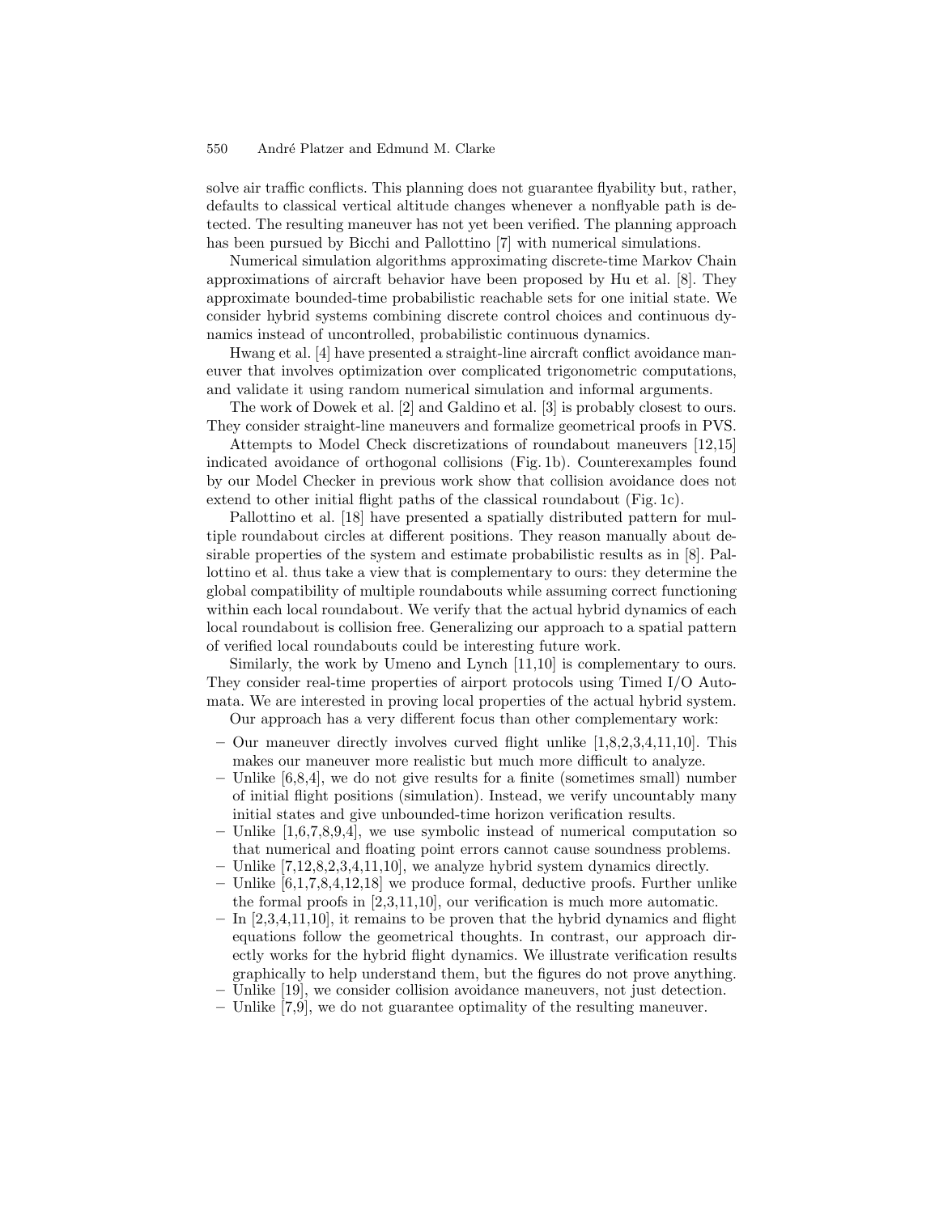solve air traffic conflicts. This planning does not guarantee flyability but, rather, defaults to classical vertical altitude changes whenever a nonflyable path is detected. The resulting maneuver has not yet been verified. The planning approach has been pursued by Bicchi and Pallottino [7] with numerical simulations.

Numerical simulation algorithms approximating discrete-time Markov Chain approximations of aircraft behavior have been proposed by Hu et al. [8]. They approximate bounded-time probabilistic reachable sets for one initial state. We consider hybrid systems combining discrete control choices and continuous dynamics instead of uncontrolled, probabilistic continuous dynamics.

Hwang et al. [4] have presented a straight-line aircraft conflict avoidance maneuver that involves optimization over complicated trigonometric computations, and validate it using random numerical simulation and informal arguments.

The work of Dowek et al. [2] and Galdino et al. [3] is probably closest to ours. They consider straight-line maneuvers and formalize geometrical proofs in PVS.

Attempts to Model Check discretizations of roundabout maneuvers [12,15] indicated avoidance of orthogonal collisions (Fig. 1b). Counterexamples found by our Model Checker in previous work show that collision avoidance does not extend to other initial flight paths of the classical roundabout (Fig. 1c).

Pallottino et al. [18] have presented a spatially distributed pattern for multiple roundabout circles at different positions. They reason manually about desirable properties of the system and estimate probabilistic results as in [8]. Pallottino et al. thus take a view that is complementary to ours: they determine the global compatibility of multiple roundabouts while assuming correct functioning within each local roundabout. We verify that the actual hybrid dynamics of each local roundabout is collision free. Generalizing our approach to a spatial pattern of verified local roundabouts could be interesting future work.

Similarly, the work by Umeno and Lynch [11,10] is complementary to ours. They consider real-time properties of airport protocols using Timed I/O Automata. We are interested in proving local properties of the actual hybrid system.

Our approach has a very different focus than other complementary work:

- Our maneuver directly involves curved flight unlike [1,8,2,3,4,11,10]. This makes our maneuver more realistic but much more difficult to analyze.
- Unlike [6,8,4], we do not give results for a finite (sometimes small) number of initial flight positions (simulation). Instead, we verify uncountably many initial states and give unbounded-time horizon verification results.
- Unlike [1,6,7,8,9,4], we use symbolic instead of numerical computation so that numerical and floating point errors cannot cause soundness problems.
- Unlike [7,12,8,2,3,4,11,10], we analyze hybrid system dynamics directly.
- Unlike [6,1,7,8,4,12,18] we produce formal, deductive proofs. Further unlike the formal proofs in [2,3,11,10], our verification is much more automatic.
- In [2,3,4,11,10], it remains to be proven that the hybrid dynamics and flight equations follow the geometrical thoughts. In contrast, our approach directly works for the hybrid flight dynamics. We illustrate verification results graphically to help understand them, but the figures do not prove anything.
- Unlike [19], we consider collision avoidance maneuvers, not just detection.
- Unlike [7,9], we do not guarantee optimality of the resulting maneuver.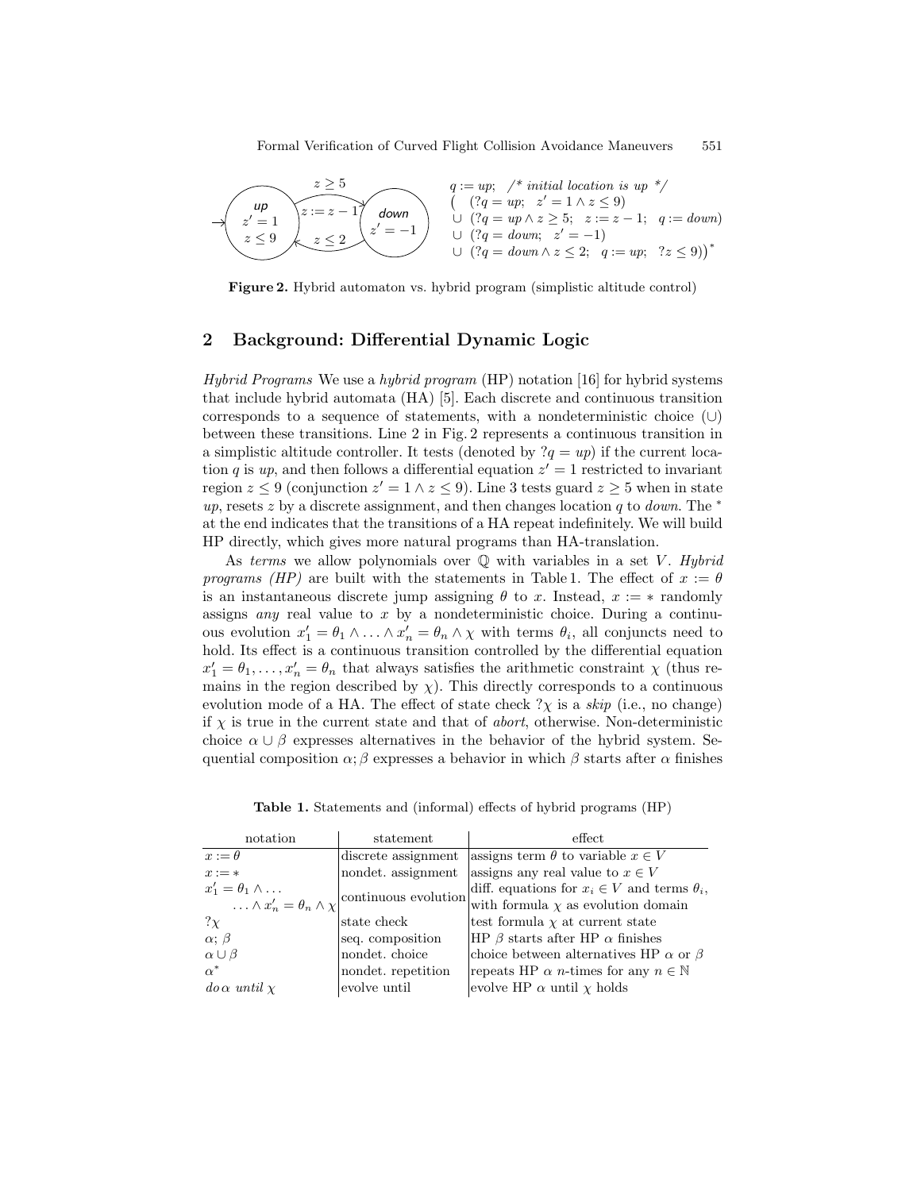$$
\begin{array}{l}
q := up; \quad /* \textit{ initial location is up } */ \\
\big( \quad (?q = up; \quad z' = 1 \wedge z \le 9) \\
\cup \ (?q = up \wedge z \ge 5; \quad z := z - 1; \quad q := down) \\
\cup \ (?q = down; \quad z' = -1) \\
\cup \ (?q = down \wedge z \le 2; \quad q := up; \quad ?z \le 9)\big)^*
\end{array}
$$

**Figure 2.** Hybrid automaton vs. hybrid program (simplistic altitude control)

## 2 Background: Differential Dynamic Logic

*Hybrid Programs* We use a *hybrid program* (HP) notation [16] for hybrid systems that include hybrid automata (HA) [5]. Each discrete and continuous transition corresponds to a sequence of statements, with a nondeterministic choice ($\cup$) between these transitions. Line 2 in Fig. 2 represents a continuous transition in a simplistic altitude controller. It tests (denoted by $?q = up$) if the current location $q$ is *up*, and then follows a differential equation $z' = 1$ restricted to invariant region $z \le 9$ (conjunction $z' = 1 \wedge z \le 9$). Line 3 tests guard $z \ge 5$ when in state *up*, resets $z$ by a discrete assignment, and then changes location $q$ to *down*. The $^*$ at the end indicates that the transitions of a HA repeat indefinitely. We will build HP directly, which gives more natural programs than HA-translation.

As *terms* we allow polynomials over $\mathbb{Q}$ with variables in a set $V$. *Hybrid programs (HP)* are built with the statements in Table 1. The effect of $x := \theta$ is an instantaneous discrete jump assigning $\theta$ to $x$. Instead, $x := *$ randomly assigns *any* real value to $x$ by a nondeterministic choice. During a continuous evolution $x_1' = \theta_1 \wedge \ldots \wedge x_n' = \theta_n \wedge \chi$ with terms $\theta_i$, all conjuncts need to hold. Its effect is a continuous transition controlled by the differential equation $x_1' = \theta_1, \ldots, x_n' = \theta_n$ that always satisfies the arithmetic constraint $\chi$ (thus remains in the region described by $\chi$). This directly corresponds to a continuous evolution mode of a HA. The effect of state check $?\chi$ is a *skip* (i.e., no change) if $\chi$ is true in the current state and that of *abort*, otherwise. Non-deterministic choice $\alpha \cup \beta$ expresses alternatives in the behavior of the hybrid system. Sequential composition $\alpha; \beta$ expresses a behavior in which $\beta$ starts after $\alpha$ finishes

**Table 1.** Statements and (informal) effects of hybrid programs (HP)

| notation | statement | effect |
|---|---|---|
| $x := \theta$ | discrete assignment | assigns term $\theta$ to variable $x \in V$ |
| $x := *$ | nondet. assignment | assigns any real value to $x \in V$ |
| $x_1' = \theta_1 \wedge \ldots \wedge x_n' = \theta_n \wedge \chi$ | continuous evolution | diff. equations for $x_i \in V$ and terms $\theta_i$, with formula $\chi$ as evolution domain |
| $?\chi$ | state check | test formula $\chi$ at current state |
| $\alpha; \beta$ | seq. composition | HP $\beta$ starts after HP $\alpha$ finishes |
| $\alpha \cup \beta$ | nondet. choice | choice between alternatives HP $\alpha$ or $\beta$ |
| $\alpha^*$ | nondet. repetition | repeats HP $\alpha$ $n$-times for any $n \in \mathbb{N}$ |
| $do\, \alpha\ until\ \chi$ | evolve until | evolve HP $\alpha$ until $\chi$ holds |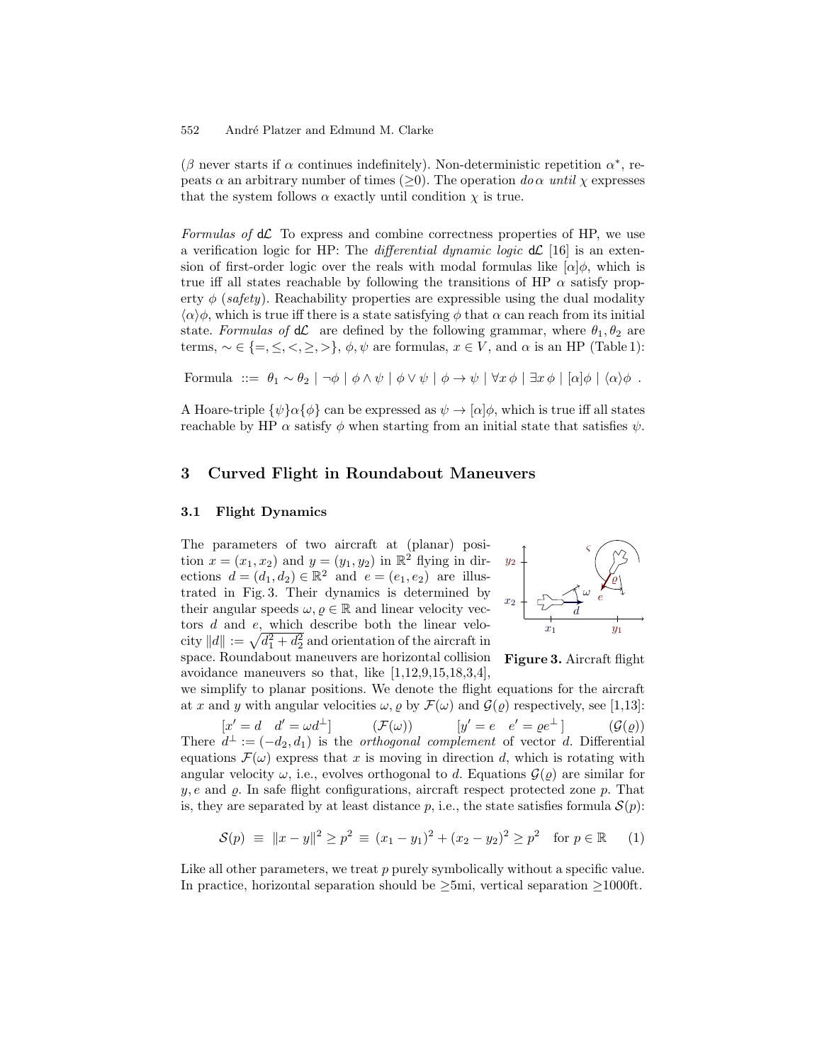($\beta$ never starts if $\alpha$ continues indefinitely). Non-deterministic repetition $\alpha^*$, repeats $\alpha$ an arbitrary number of times ($\geq$0). The operation *do* $\alpha$ *until* $\chi$ expresses that the system follows $\alpha$ exactly until condition $\chi$ is true.

*Formulas of* d$\mathcal{L}$ To express and combine correctness properties of HP, we use a verification logic for HP: The *differential dynamic logic* d$\mathcal{L}$ [16] is an extension of first-order logic over the reals with modal formulas like $[\alpha]\phi$, which is true iff all states reachable by following the transitions of HP $\alpha$ satisfy property $\phi$ (*safety*). Reachability properties are expressible using the dual modality $\langle\alpha\rangle\phi$, which is true iff there is a state satisfying $\phi$ that $\alpha$ can reach from its initial state. *Formulas of* d$\mathcal{L}$ are defined by the following grammar, where $\theta_1, \theta_2$ are terms, $\sim \in \{=, \leq, <, \geq, >\}$, $\phi, \psi$ are formulas, $x \in V$, and $\alpha$ is an HP (Table 1):

$$\text{Formula} ::= \theta_1 \sim \theta_2 \mid \neg\phi \mid \phi \wedge \psi \mid \phi \vee \psi \mid \phi \to \psi \mid \forall x\, \phi \mid \exists x\, \phi \mid [\alpha]\phi \mid \langle\alpha\rangle\phi \ .$$

A Hoare-triple $\{\psi\}\alpha\{\phi\}$ can be expressed as $\psi \to [\alpha]\phi$, which is true iff all states reachable by HP $\alpha$ satisfy $\phi$ when starting from an initial state that satisfies $\psi$.

## 3 Curved Flight in Roundabout Maneuvers

### 3.1 Flight Dynamics

The parameters of two aircraft at (planar) position $x = (x_1, x_2)$ and $y = (y_1, y_2)$ in $\mathbb{R}^2$ flying in directions $d = (d_1, d_2) \in \mathbb{R}^2$ and $e = (e_1, e_2)$ are illustrated in Fig. 3. Their dynamics is determined by their angular speeds $\omega, \varrho \in \mathbb{R}$ and linear velocity vectors $d$ and $e$, which describe both the linear velocity $\|d\| := \sqrt{d_1^2 + d_2^2}$ and orientation of the aircraft in space. Roundabout maneuvers are horizontal collision avoidance maneuvers so that, like [1,12,9,15,18,3,4], we simplify to planar positions. We denote the flight equations for the aircraft at $x$ and $y$ with angular velocities $\omega, \varrho$ by $\mathcal{F}(\omega)$ and $\mathcal{G}(\varrho)$ respectively, see [1,13]:

**Figure 3.** Aircraft flight

$$[x' = d \quad d' = \omega d^{\perp}] \qquad (\mathcal{F}(\omega)) \qquad\qquad [y' = e \quad e' = \varrho e^{\perp}] \qquad (\mathcal{G}(\varrho))$$

There $d^{\perp} := (-d_2, d_1)$ is the *orthogonal complement* of vector $d$. Differential equations $\mathcal{F}(\omega)$ express that $x$ is moving in direction $d$, which is rotating with angular velocity $\omega$, i.e., evolves orthogonal to $d$. Equations $\mathcal{G}(\varrho)$ are similar for $y, e$ and $\varrho$. In safe flight configurations, aircraft respect protected zone $p$. That is, they are separated by at least distance $p$, i.e., the state satisfies formula $\mathcal{S}(p)$:

$$\mathcal{S}(p) \ \equiv \ \|x - y\|^2 \geq p^2 \ \equiv \ (x_1 - y_1)^2 + (x_2 - y_2)^2 \geq p^2 \quad \text{for } p \in \mathbb{R} \qquad (1)$$

Like all other parameters, we treat $p$ purely symbolically without a specific value. In practice, horizontal separation should be $\geq$5mi, vertical separation $\geq$1000ft.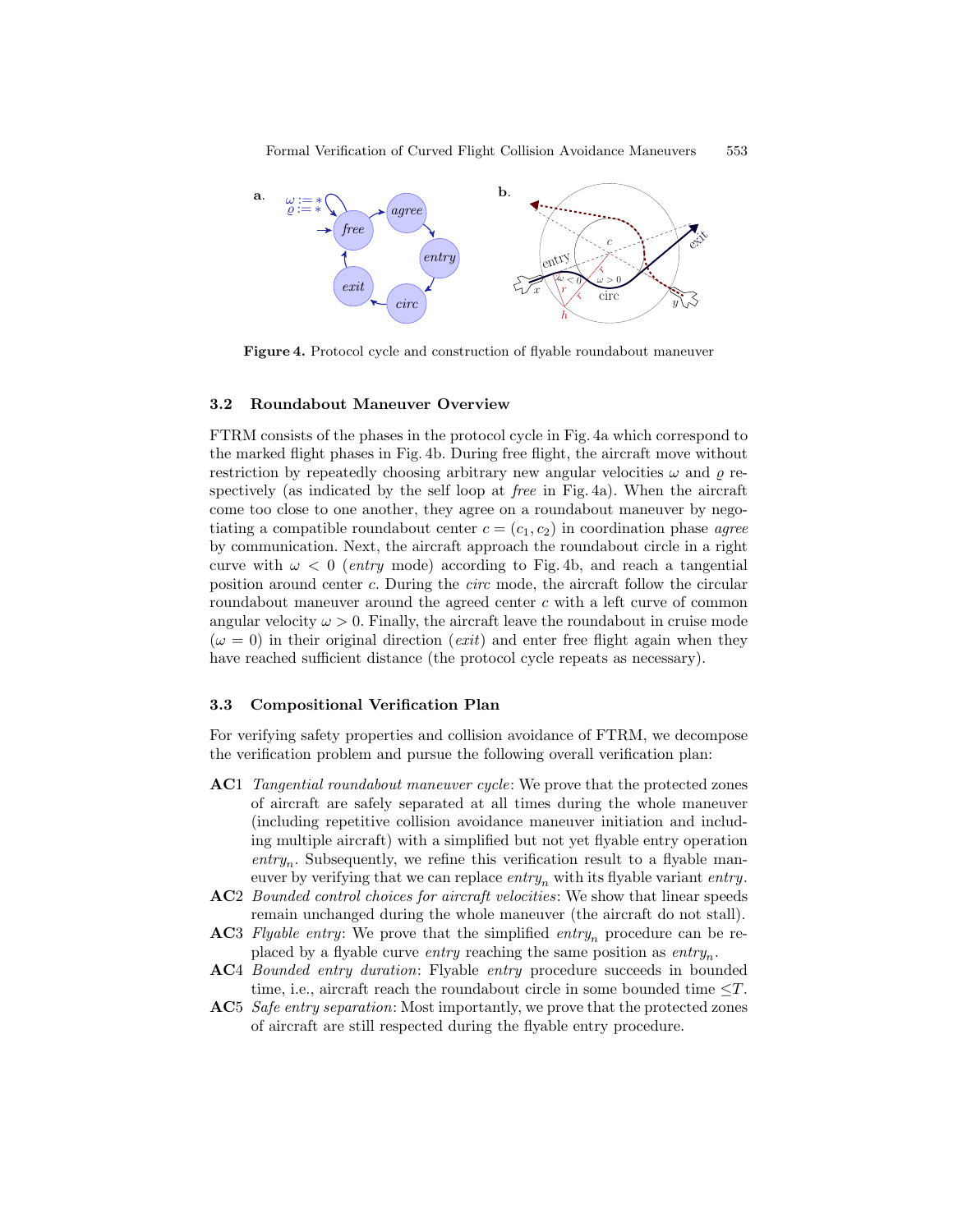**Figure 4.** Protocol cycle and construction of flyable roundabout maneuver

### 3.2 Roundabout Maneuver Overview

FTRM consists of the phases in the protocol cycle in Fig. 4a which correspond to the marked flight phases in Fig. 4b. During free flight, the aircraft move without restriction by repeatedly choosing arbitrary new angular velocities $\omega$ and $\varrho$ respectively (as indicated by the self loop at *free* in Fig. 4a). When the aircraft come too close to one another, they agree on a roundabout maneuver by negotiating a compatible roundabout center $c = (c_1, c_2)$ in coordination phase *agree* by communication. Next, the aircraft approach the roundabout circle in a right curve with $\omega < 0$ (*entry* mode) according to Fig. 4b, and reach a tangential position around center $c$. During the *circ* mode, the aircraft follow the circular roundabout maneuver around the agreed center $c$ with a left curve of common angular velocity $\omega > 0$. Finally, the aircraft leave the roundabout in cruise mode ($\omega = 0$) in their original direction (*exit*) and enter free flight again when they have reached sufficient distance (the protocol cycle repeats as necessary).

### 3.3 Compositional Verification Plan

For verifying safety properties and collision avoidance of FTRM, we decompose the verification problem and pursue the following overall verification plan:

- **AC**1 *Tangential roundabout maneuver cycle*: We prove that the protected zones of aircraft are safely separated at all times during the whole maneuver (including repetitive collision avoidance maneuver initiation and including multiple aircraft) with a simplified but not yet flyable entry operation $entry_n$. Subsequently, we refine this verification result to a flyable maneuver by verifying that we can replace $entry_n$ with its flyable variant *entry*.
- **AC**2 *Bounded control choices for aircraft velocities*: We show that linear speeds remain unchanged during the whole maneuver (the aircraft do not stall).
- **AC**3 *Flyable entry*: We prove that the simplified $entry_n$ procedure can be replaced by a flyable curve *entry* reaching the same position as $entry_n$.
- **AC**4 *Bounded entry duration*: Flyable *entry* procedure succeeds in bounded time, i.e., aircraft reach the roundabout circle in some bounded time $\leq T$.
- **AC**5 *Safe entry separation*: Most importantly, we prove that the protected zones of aircraft are still respected during the flyable entry procedure.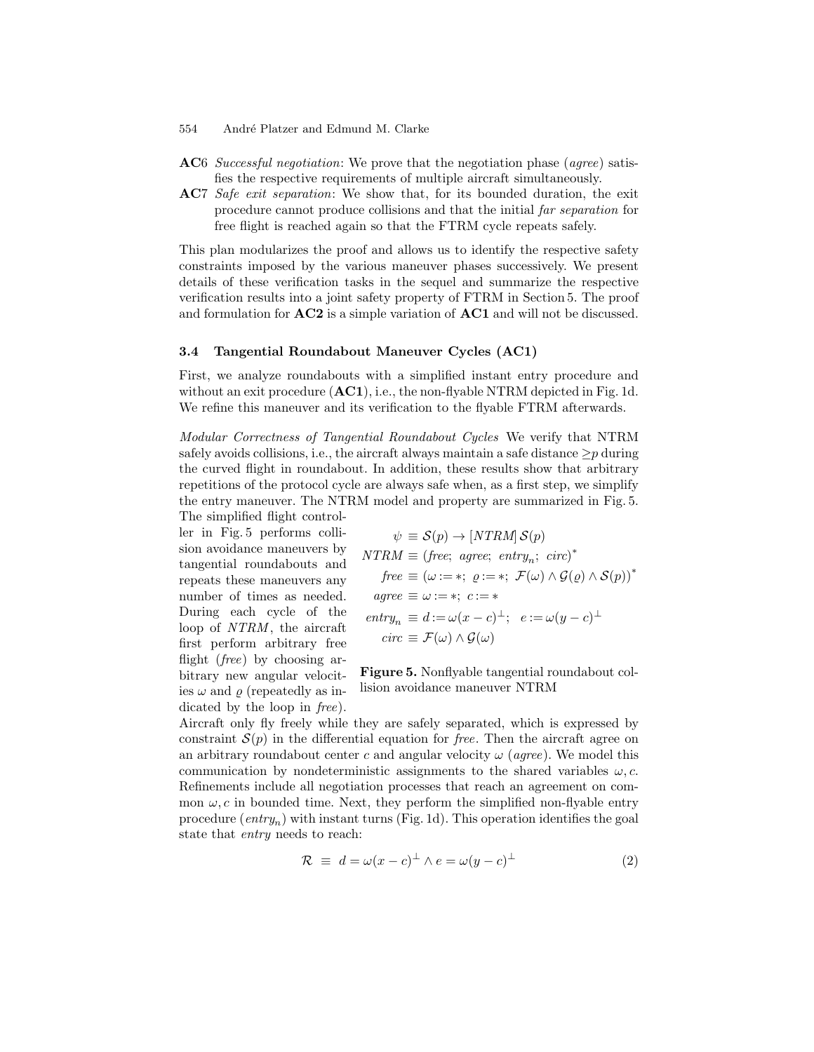**AC6** *Successful negotiation*: We prove that the negotiation phase (*agree*) satisfies the respective requirements of multiple aircraft simultaneously.

**AC7** *Safe exit separation*: We show that, for its bounded duration, the exit procedure cannot produce collisions and that the initial *far separation* for free flight is reached again so that the FTRM cycle repeats safely.

This plan modularizes the proof and allows us to identify the respective safety constraints imposed by the various maneuver phases successively. We present details of these verification tasks in the sequel and summarize the respective verification results into a joint safety property of FTRM in Section 5. The proof and formulation for **AC2** is a simple variation of **AC1** and will not be discussed.

### 3.4 Tangential Roundabout Maneuver Cycles (AC1)

First, we analyze roundabouts with a simplified instant entry procedure and without an exit procedure (**AC1**), i.e., the non-flyable NTRM depicted in Fig. 1d. We refine this maneuver and its verification to the flyable FTRM afterwards.

*Modular Correctness of Tangential Roundabout Cycles* We verify that NTRM safely avoids collisions, i.e., the aircraft always maintain a safe distance $\geq p$ during the curved flight in roundabout. In addition, these results show that arbitrary repetitions of the protocol cycle are always safe when, as a first step, we simplify the entry maneuver. The NTRM model and property are summarized in Fig. 5.

$$
\begin{aligned}
\psi &\equiv \mathcal{S}(p) \rightarrow [NTRM]\,\mathcal{S}(p)\\
NTRM &\equiv (free;\ agree;\ entry_n;\ circ)^*\\
free &\equiv (\omega := *;\ \varrho := *;\ \mathcal{F}(\omega) \wedge \mathcal{G}(\varrho) \wedge \mathcal{S}(p))^*\\
agree &\equiv \omega := *;\ c := *\\
entry_n &\equiv d := \omega(x-c)^{\perp};\ \ e := \omega(y-c)^{\perp}\\
circ &\equiv \mathcal{F}(\omega) \wedge \mathcal{G}(\omega)
\end{aligned}
$$

**Figure 5.** Nonflyable tangential roundabout collision avoidance maneuver NTRM

The simplified flight controller in Fig. 5 performs collision avoidance maneuvers by tangential roundabouts and repeats these maneuvers any number of times as needed. During each cycle of the loop of *NTRM*, the aircraft first perform arbitrary free flight (*free*) by choosing arbitrary new angular velocities $\omega$ and $\varrho$ (repeatedly as indicated by the loop in *free*). Aircraft only fly freely while they are safely separated, which is expressed by constraint $\mathcal{S}(p)$ in the differential equation for *free*. Then the aircraft agree on an arbitrary roundabout center $c$ and angular velocity $\omega$ (*agree*). We model this communication by nondeterministic assignments to the shared variables $\omega, c$. Refinements include all negotiation processes that reach an agreement on common $\omega, c$ in bounded time. Next, they perform the simplified non-flyable entry procedure ($entry_n$) with instant turns (Fig. 1d). This operation identifies the goal state that *entry* needs to reach:

$$
\mathcal{R} \ \equiv\ d = \omega(x-c)^{\perp} \wedge e = \omega(y-c)^{\perp} \tag{2}
$$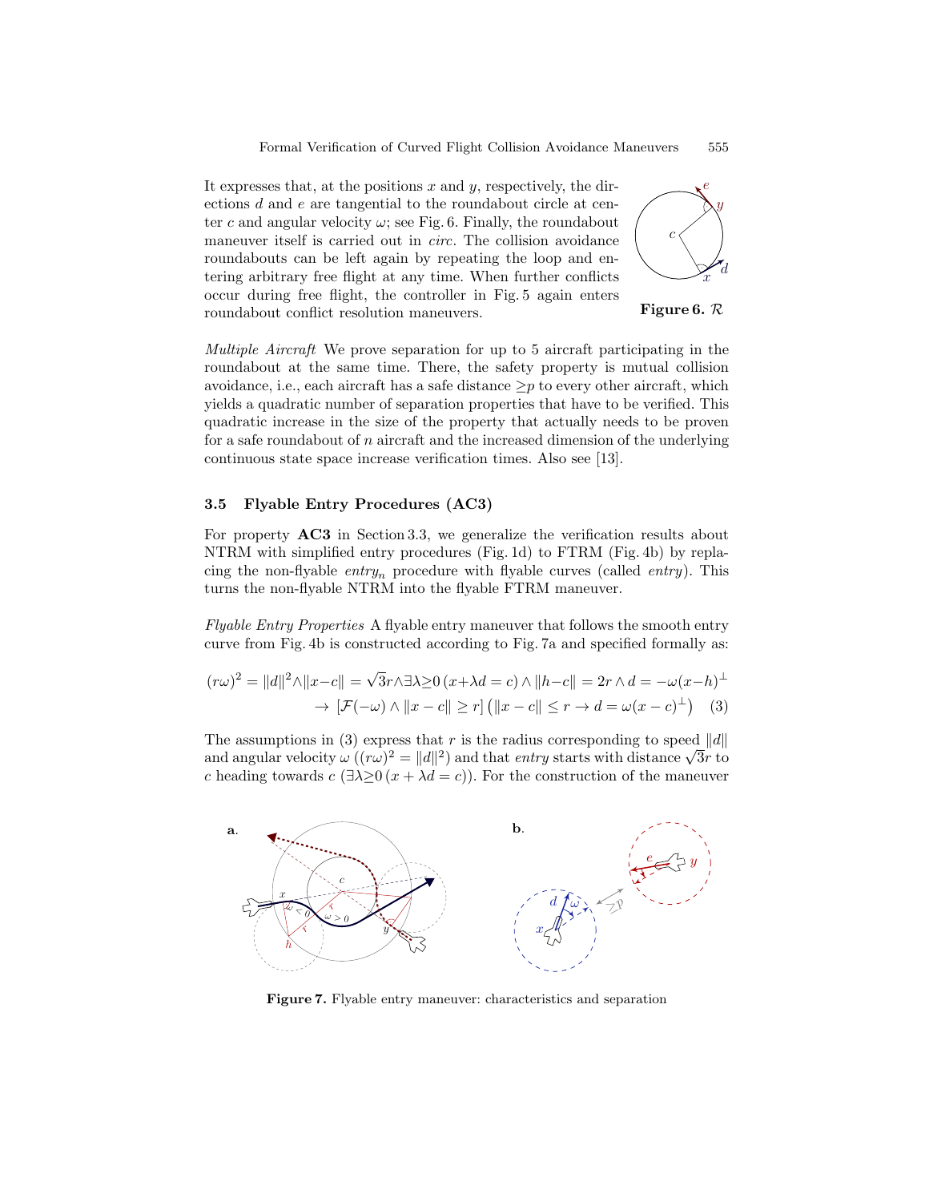It expresses that, at the positions $x$ and $y$, respectively, the directions $d$ and $e$ are tangential to the roundabout circle at center $c$ and angular velocity $\omega$; see Fig. 6. Finally, the roundabout maneuver itself is carried out in *circ*. The collision avoidance roundabouts can be left again by repeating the loop and entering arbitrary free flight at any time. When further conflicts occur during free flight, the controller in Fig. 5 again enters roundabout conflict resolution maneuvers.

**Figure 6.** $\mathcal{R}$

*Multiple Aircraft* We prove separation for up to 5 aircraft participating in the roundabout at the same time. There, the safety property is mutual collision avoidance, i.e., each aircraft has a safe distance $\geq p$ to every other aircraft, which yields a quadratic number of separation properties that have to be verified. This quadratic increase in the size of the property that actually needs to be proven for a safe roundabout of $n$ aircraft and the increased dimension of the underlying continuous state space increase verification times. Also see [13].

### 3.5 Flyable Entry Procedures (AC3)

For property **AC3** in Section 3.3, we generalize the verification results about NTRM with simplified entry procedures (Fig. 1d) to FTRM (Fig. 4b) by replacing the non-flyable $entry_n$ procedure with flyable curves (called *entry*). This turns the non-flyable NTRM into the flyable FTRM maneuver.

*Flyable Entry Properties* A flyable entry maneuver that follows the smooth entry curve from Fig. 4b is constructed according to Fig. 7a and specified formally as:

$$(r\omega)^2 = \|d\|^2 \wedge \|x-c\| = \sqrt{3}r \wedge \exists \lambda \geq 0\, (x+\lambda d = c) \wedge \|h-c\| = 2r \wedge d = -\omega(x-h)^\perp$$
$$\rightarrow [\mathcal{F}(-\omega) \wedge \|x-c\| \geq r] \left(\|x-c\| \leq r \rightarrow d = \omega(x-c)^\perp\right) \quad (3)$$

The assumptions in (3) express that $r$ is the radius corresponding to speed $\|d\|$ and angular velocity $\omega$ ($(r\omega)^2 = \|d\|^2$) and that *entry* starts with distance $\sqrt{3}r$ to $c$ heading towards $c$ ($\exists \lambda \geq 0\, (x + \lambda d = c)$). For the construction of the maneuver

**Figure 7.** Flyable entry maneuver: characteristics and separation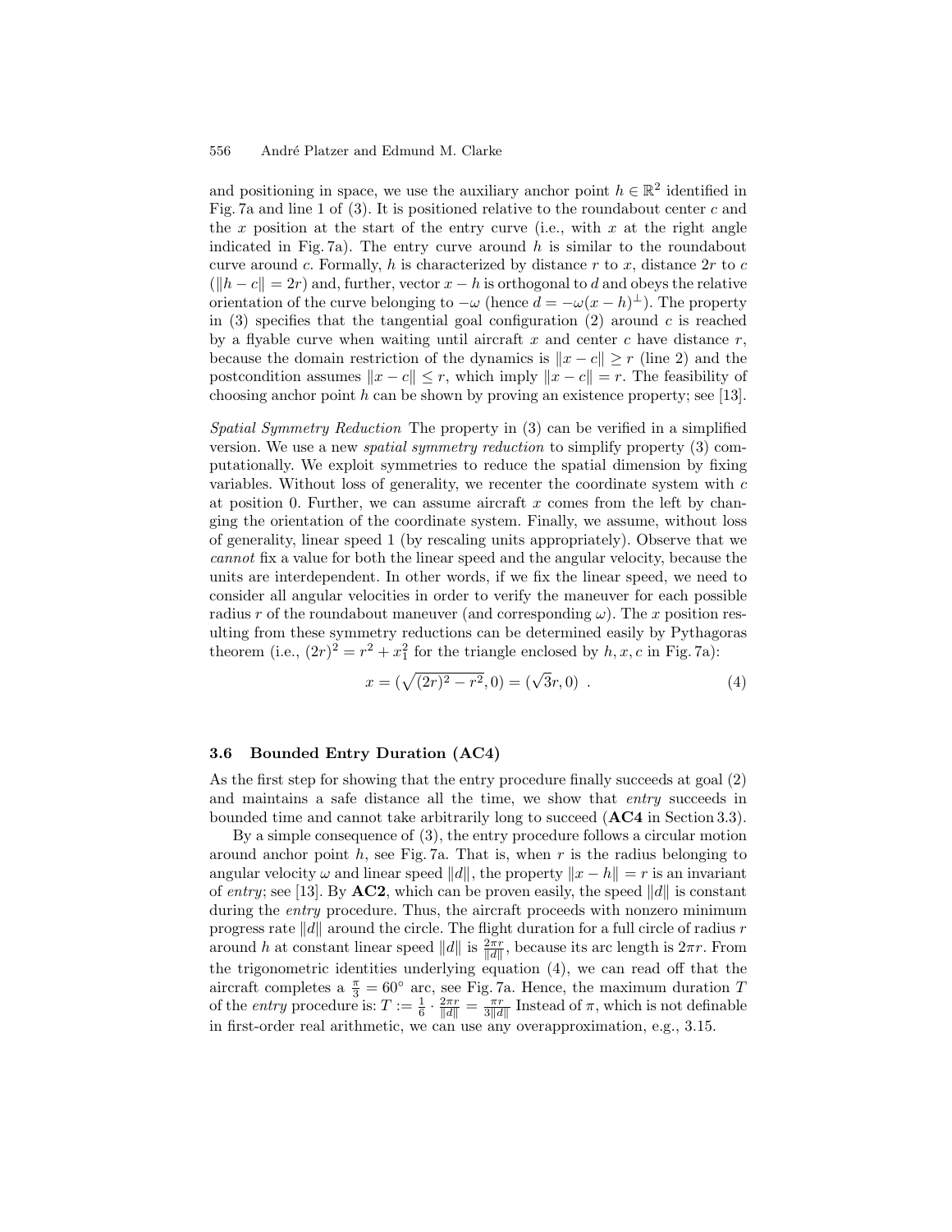and positioning in space, we use the auxiliary anchor point $h \in \mathbb{R}^2$ identified in Fig. 7a and line 1 of (3). It is positioned relative to the roundabout center $c$ and the $x$ position at the start of the entry curve (i.e., with $x$ at the right angle indicated in Fig. 7a). The entry curve around $h$ is similar to the roundabout curve around $c$. Formally, $h$ is characterized by distance $r$ to $x$, distance $2r$ to $c$ ($\|h - c\| = 2r$) and, further, vector $x - h$ is orthogonal to $d$ and obeys the relative orientation of the curve belonging to $-\omega$ (hence $d = -\omega(x - h)^{\perp}$). The property in (3) specifies that the tangential goal configuration (2) around $c$ is reached by a flyable curve when waiting until aircraft $x$ and center $c$ have distance $r$, because the domain restriction of the dynamics is $\|x - c\| \geq r$ (line 2) and the postcondition assumes $\|x - c\| \leq r$, which imply $\|x - c\| = r$. The feasibility of choosing anchor point $h$ can be shown by proving an existence property; see [13].

*Spatial Symmetry Reduction* The property in (3) can be verified in a simplified version. We use a new *spatial symmetry reduction* to simplify property (3) computationally. We exploit symmetries to reduce the spatial dimension by fixing variables. Without loss of generality, we recenter the coordinate system with $c$ at position 0. Further, we can assume aircraft $x$ comes from the left by changing the orientation of the coordinate system. Finally, we assume, without loss of generality, linear speed 1 (by rescaling units appropriately). Observe that we *cannot* fix a value for both the linear speed and the angular velocity, because the units are interdependent. In other words, if we fix the linear speed, we need to consider all angular velocities in order to verify the maneuver for each possible radius $r$ of the roundabout maneuver (and corresponding $\omega$). The $x$ position resulting from these symmetry reductions can be determined easily by Pythagoras theorem (i.e., $(2r)^2 = r^2 + x_1^2$ for the triangle enclosed by $h, x, c$ in Fig. 7a):

$$x = (\sqrt{(2r)^2 - r^2}, 0) = (\sqrt{3}r, 0) \ . \tag{4}$$

### 3.6 Bounded Entry Duration (AC4)

As the first step for showing that the entry procedure finally succeeds at goal (2) and maintains a safe distance all the time, we show that *entry* succeeds in bounded time and cannot take arbitrarily long to succeed (**AC4** in Section 3.3).

By a simple consequence of (3), the entry procedure follows a circular motion around anchor point $h$, see Fig. 7a. That is, when $r$ is the radius belonging to angular velocity $\omega$ and linear speed $\|d\|$, the property $\|x - h\| = r$ is an invariant of *entry*; see [13]. By **AC2**, which can be proven easily, the speed $\|d\|$ is constant during the *entry* procedure. Thus, the aircraft proceeds with nonzero minimum progress rate $\|d\|$ around the circle. The flight duration for a full circle of radius $r$ around $h$ at constant linear speed $\|d\|$ is $\frac{2\pi r}{\|d\|}$, because its arc length is $2\pi r$. From the trigonometric identities underlying equation (4), we can read off that the aircraft completes a $\frac{\pi}{3} = 60^\circ$ arc, see Fig. 7a. Hence, the maximum duration $T$ of the *entry* procedure is: $T := \frac{1}{6} \cdot \frac{2\pi r}{\|d\|} = \frac{\pi r}{3\|d\|}$ Instead of $\pi$, which is not definable in first-order real arithmetic, we can use any overapproximation, e.g., 3.15.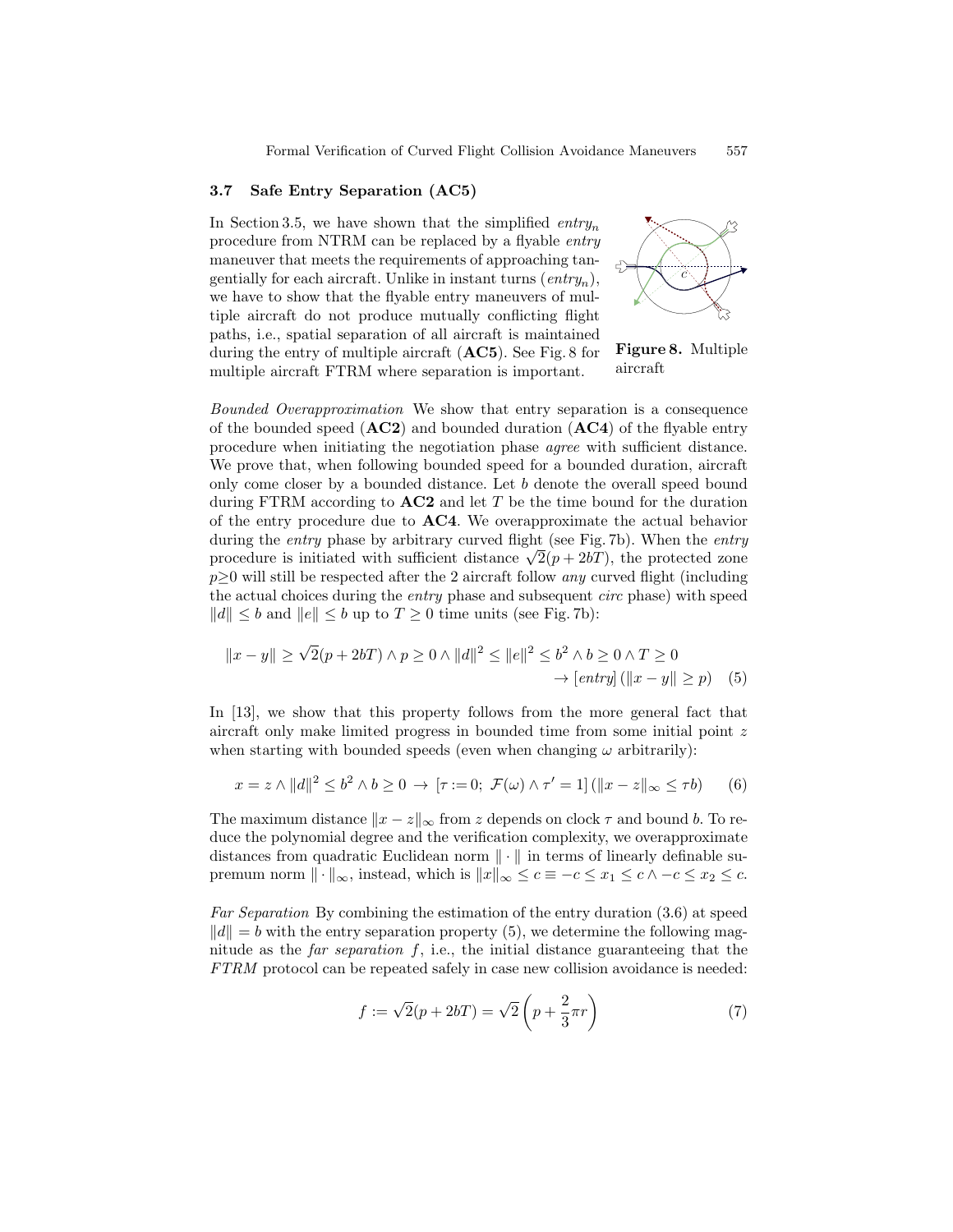### 3.7 Safe Entry Separation (AC5)

In Section 3.5, we have shown that the simplified *entry*$_n$ procedure from NTRM can be replaced by a flyable *entry* maneuver that meets the requirements of approaching tangentially for each aircraft. Unlike in instant turns (*entry*$_n$), we have to show that the flyable entry maneuvers of multiple aircraft do not produce mutually conflicting flight paths, i.e., spatial separation of all aircraft is maintained during the entry of multiple aircraft (**AC5**). See Fig. 8 for multiple aircraft FTRM where separation is important.

**Figure 8.** Multiple aircraft

*Bounded Overapproximation* We show that entry separation is a consequence of the bounded speed (**AC2**) and bounded duration (**AC4**) of the flyable entry procedure when initiating the negotiation phase *agree* with sufficient distance. We prove that, when following bounded speed for a bounded duration, aircraft only come closer by a bounded distance. Let $b$ denote the overall speed bound during FTRM according to **AC2** and let $T$ be the time bound for the duration of the entry procedure due to **AC4**. We overapproximate the actual behavior during the *entry* phase by arbitrary curved flight (see Fig. 7b). When the *entry* procedure is initiated with sufficient distance $\sqrt{2}(p + 2bT)$, the protected zone $p \geq 0$ will still be respected after the 2 aircraft follow *any* curved flight (including the actual choices during the *entry* phase and subsequent *circ* phase) with speed $\|d\| \leq b$ and $\|e\| \leq b$ up to $T \geq 0$ time units (see Fig. 7b):

$$\|x - y\| \geq \sqrt{2}(p + 2bT) \wedge p \geq 0 \wedge \|d\|^2 \leq \|e\|^2 \leq b^2 \wedge b \geq 0 \wedge T \geq 0 \\ \rightarrow [entry]\,(\|x - y\| \geq p) \quad (5)$$

In [13], we show that this property follows from the more general fact that aircraft only make limited progress in bounded time from some initial point $z$ when starting with bounded speeds (even when changing $\omega$ arbitrarily):

$$x = z \wedge \|d\|^2 \leq b^2 \wedge b \geq 0 \rightarrow [\tau := 0;\ \mathcal{F}(\omega) \wedge \tau' = 1]\,(\|x - z\|_\infty \leq \tau b) \quad (6)$$

The maximum distance $\|x - z\|_\infty$ from $z$ depends on clock $\tau$ and bound $b$. To reduce the polynomial degree and the verification complexity, we overapproximate distances from quadratic Euclidean norm $\|\cdot\|$ in terms of linearly definable supremum norm $\|\cdot\|_\infty$, instead, which is $\|x\|_\infty \leq c \equiv -c \leq x_1 \leq c \wedge -c \leq x_2 \leq c$.

*Far Separation* By combining the estimation of the entry duration (3.6) at speed $\|d\| = b$ with the entry separation property (5), we determine the following magnitude as the *far separation* $f$, i.e., the initial distance guaranteeing that the *FTRM* protocol can be repeated safely in case new collision avoidance is needed:

$$f := \sqrt{2}(p + 2bT) = \sqrt{2}\left(p + \frac{2}{3}\pi r\right) \quad (7)$$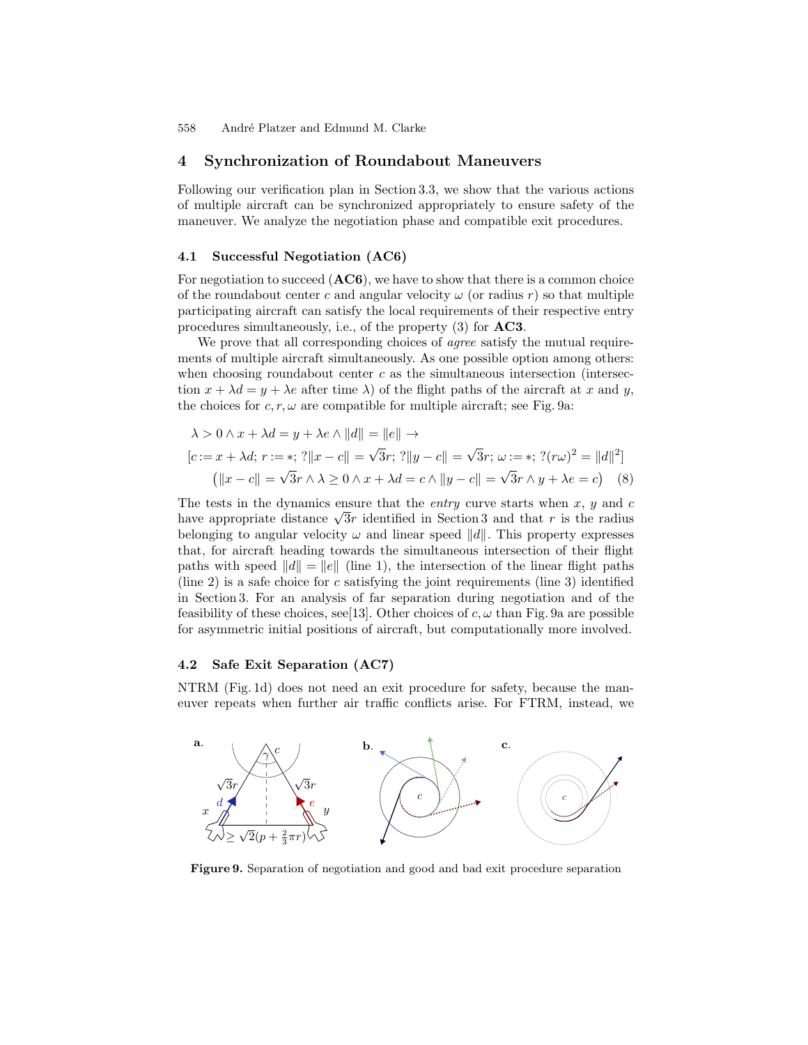## 4 Synchronization of Roundabout Maneuvers

Following our verification plan in Section 3.3, we show that the various actions of multiple aircraft can be synchronized appropriately to ensure safety of the maneuver. We analyze the negotiation phase and compatible exit procedures.

### 4.1 Successful Negotiation (AC6)

For negotiation to succeed (**AC6**), we have to show that there is a common choice of the roundabout center $c$ and angular velocity $\omega$ (or radius $r$) so that multiple participating aircraft can satisfy the local requirements of their respective entry procedures simultaneously, i.e., of the property (3) for **AC3**.

We prove that all corresponding choices of *agree* satisfy the mutual requirements of multiple aircraft simultaneously. As one possible option among others: when choosing roundabout center $c$ as the simultaneous intersection (intersection $x + \lambda d = y + \lambda e$ after time $\lambda$) of the flight paths of the aircraft at $x$ and $y$, the choices for $c, r, \omega$ are compatible for multiple aircraft; see Fig. 9a:

$$
\begin{aligned}
&\lambda > 0 \land x + \lambda d = y + \lambda e \land \|d\| = \|e\| \rightarrow \\
&[c := x + \lambda d;\ r := *;\ ?\|x - c\| = \sqrt{3}r;\ ?\|y - c\| = \sqrt{3}r;\ \omega := *;\ ?(r\omega)^2 = \|d\|^2] \\
&\quad \big(\|x - c\| = \sqrt{3}r \land \lambda \geq 0 \land x + \lambda d = c \land \|y - c\| = \sqrt{3}r \land y + \lambda e = c\big) \quad (8)
\end{aligned}
$$

The tests in the dynamics ensure that the *entry* curve starts when $x$, $y$ and $c$ have appropriate distance $\sqrt{3}r$ identified in Section 3 and that $r$ is the radius belonging to angular velocity $\omega$ and linear speed $\|d\|$. This property expresses that, for aircraft heading towards the simultaneous intersection of their flight paths with speed $\|d\| = \|e\|$ (line 1), the intersection of the linear flight paths (line 2) is a safe choice for $c$ satisfying the joint requirements (line 3) identified in Section 3. For an analysis of far separation during negotiation and of the feasibility of these choices, see[13]. Other choices of $c, \omega$ than Fig. 9a are possible for asymmetric initial positions of aircraft, but computationally more involved.

### 4.2 Safe Exit Separation (AC7)

NTRM (Fig. 1d) does not need an exit procedure for safety, because the maneuver repeats when further air traffic conflicts arise. For FTRM, instead, we

**Figure 9.** Separation of negotiation and good and bad exit procedure separation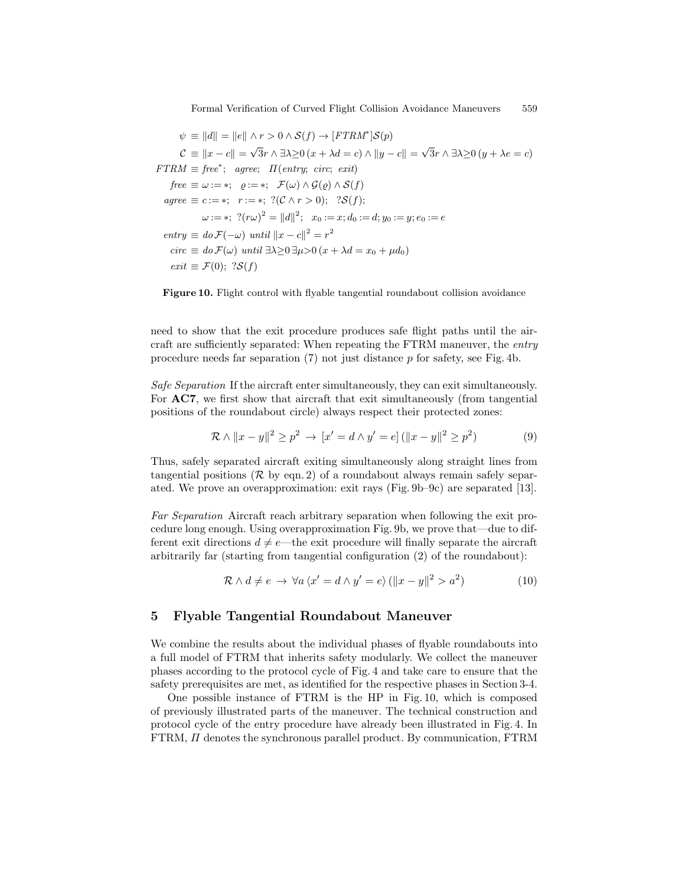$$
\begin{aligned}
\psi &\equiv \|d\| = \|e\| \wedge r > 0 \wedge \mathcal{S}(f) \rightarrow [FTRM^*]\mathcal{S}(p) \\
\mathcal{C} &\equiv \|x - c\| = \sqrt{3}r \wedge \exists\lambda{\geq}0\,(x + \lambda d = c) \wedge \|y - c\| = \sqrt{3}r \wedge \exists\lambda{\geq}0\,(y + \lambda e = c) \\
FTRM &\equiv \mathit{free}^*;\quad \mathit{agree};\quad \Pi(\mathit{entry};\ \mathit{circ};\ \mathit{exit}) \\
\mathit{free} &\equiv \omega := *;\quad \varrho := *;\quad \mathcal{F}(\omega) \wedge \mathcal{G}(\varrho) \wedge \mathcal{S}(f) \\
\mathit{agree} &\equiv c := *;\quad r := *;\ ?(\mathcal{C} \wedge r > 0);\quad ?\mathcal{S}(f); \\
&\qquad \omega := *;\ ?(r\omega)^2 = \|d\|^2;\quad x_0 := x; d_0 := d; y_0 := y; e_0 := e \\
\mathit{entry} &\equiv \mathit{do}\,\mathcal{F}(-\omega)\ \mathit{until}\ \|x - c\|^2 = r^2 \\
\mathit{circ} &\equiv \mathit{do}\,\mathcal{F}(\omega)\ \mathit{until}\ \exists\lambda{\geq}0\,\exists\mu{>}0\,(x + \lambda d = x_0 + \mu d_0) \\
\mathit{exit} &\equiv \mathcal{F}(0);\ ?\mathcal{S}(f)
\end{aligned}
$$

**Figure 10.** Flight control with flyable tangential roundabout collision avoidance

need to show that the exit procedure produces safe flight paths until the aircraft are sufficiently separated: When repeating the FTRM maneuver, the *entry* procedure needs far separation (7) not just distance $p$ for safety, see Fig. 4b.

*Safe Separation* If the aircraft enter simultaneously, they can exit simultaneously. For **AC7**, we first show that aircraft that exit simultaneously (from tangential positions of the roundabout circle) always respect their protected zones:

$$
\mathcal{R} \wedge \|x - y\|^2 \geq p^2 \rightarrow [x' = d \wedge y' = e]\,(\|x - y\|^2 \geq p^2) \tag{9}
$$

Thus, safely separated aircraft exiting simultaneously along straight lines from tangential positions ($\mathcal{R}$ by eqn. 2) of a roundabout always remain safely separated. We prove an overapproximation: exit rays (Fig. 9b–9c) are separated [13].

*Far Separation* Aircraft reach arbitrary separation when following the exit procedure long enough. Using overapproximation Fig. 9b, we prove that—due to different exit directions $d \neq e$—the exit procedure will finally separate the aircraft arbitrarily far (starting from tangential configuration (2) of the roundabout):

$$
\mathcal{R} \wedge d \neq e \rightarrow \forall a\,\langle x' = d \wedge y' = e\rangle\,(\|x - y\|^2 > a^2) \tag{10}
$$

## 5 Flyable Tangential Roundabout Maneuver

We combine the results about the individual phases of flyable roundabouts into a full model of FTRM that inherits safety modularly. We collect the maneuver phases according to the protocol cycle of Fig. 4 and take care to ensure that the safety prerequisites are met, as identified for the respective phases in Section 3-4.

One possible instance of FTRM is the HP in Fig. 10, which is composed of previously illustrated parts of the maneuver. The technical construction and protocol cycle of the entry procedure have already been illustrated in Fig. 4. In FTRM, $\Pi$ denotes the synchronous parallel product. By communication, FTRM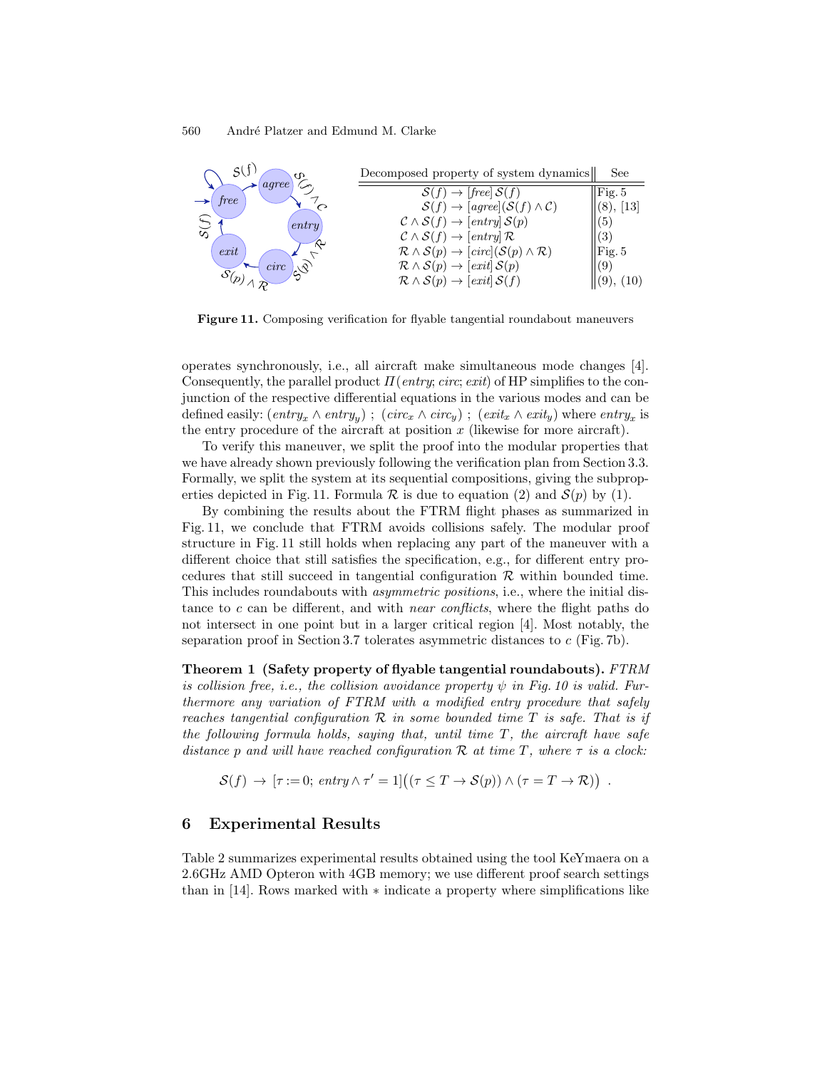| Decomposed property of system dynamics | See |
|---|---|
| $\mathcal{S}(f) \rightarrow [\mathit{free}]\, \mathcal{S}(f)$ | Fig. 5 |
| $\mathcal{S}(f) \rightarrow [\mathit{agree}](\mathcal{S}(f) \wedge \mathcal{C})$ | (8), [13] |
| $\mathcal{C} \wedge \mathcal{S}(f) \rightarrow [\mathit{entry}]\, \mathcal{S}(p)$ | (5) |
| $\mathcal{C} \wedge \mathcal{S}(f) \rightarrow [\mathit{entry}]\, \mathcal{R}$ | (3) |
| $\mathcal{R} \wedge \mathcal{S}(p) \rightarrow [\mathit{circ}](\mathcal{S}(p) \wedge \mathcal{R})$ | Fig. 5 |
| $\mathcal{R} \wedge \mathcal{S}(p) \rightarrow [\mathit{exit}]\, \mathcal{S}(p)$ | (9) |
| $\mathcal{R} \wedge \mathcal{S}(p) \rightarrow [\mathit{exit}]\, \mathcal{S}(f)$ | (9), (10) |

**Figure 11.** Composing verification for flyable tangential roundabout maneuvers

operates synchronously, i.e., all aircraft make simultaneous mode changes [4]. Consequently, the parallel product $\Pi(\mathit{entry}; \mathit{circ}; \mathit{exit})$ of HP simplifies to the conjunction of the respective differential equations in the various modes and can be defined easily: $(\mathit{entry}_x \wedge \mathit{entry}_y)\ ;\ (\mathit{circ}_x \wedge \mathit{circ}_y)\ ;\ (\mathit{exit}_x \wedge \mathit{exit}_y)$ where $\mathit{entry}_x$ is the entry procedure of the aircraft at position $x$ (likewise for more aircraft).

To verify this maneuver, we split the proof into the modular properties that we have already shown previously following the verification plan from Section 3.3. Formally, we split the system at its sequential compositions, giving the subproperties depicted in Fig. 11. Formula $\mathcal{R}$ is due to equation (2) and $\mathcal{S}(p)$ by (1).

By combining the results about the FTRM flight phases as summarized in Fig. 11, we conclude that FTRM avoids collisions safely. The modular proof structure in Fig. 11 still holds when replacing any part of the maneuver with a different choice that still satisfies the specification, e.g., for different entry procedures that still succeed in tangential configuration $\mathcal{R}$ within bounded time. This includes roundabouts with *asymmetric positions*, i.e., where the initial distance to $c$ can be different, and with *near conflicts*, where the flight paths do not intersect in one point but in a larger critical region [4]. Most notably, the separation proof in Section 3.7 tolerates asymmetric distances to $c$ (Fig. 7b).

**Theorem 1 (Safety property of flyable tangential roundabouts).** *FTRM is collision free, i.e., the collision avoidance property $\psi$ in Fig. 10 is valid. Furthermore any variation of FTRM with a modified entry procedure that safely reaches tangential configuration $\mathcal{R}$ in some bounded time $T$ is safe. That is if the following formula holds, saying that, until time $T$, the aircraft have safe distance $p$ and will have reached configuration $\mathcal{R}$ at time $T$, where $\tau$ is a clock:*

$$\mathcal{S}(f) \rightarrow [\tau := 0;\ \mathit{entry} \wedge \tau' = 1]\big((\tau \leq T \rightarrow \mathcal{S}(p)) \wedge (\tau = T \rightarrow \mathcal{R})\big)\ .$$

## 6 Experimental Results

Table 2 summarizes experimental results obtained using the tool KeYmaera on a 2.6GHz AMD Opteron with 4GB memory; we use different proof search settings than in [14]. Rows marked with $*$ indicate a property where simplifications like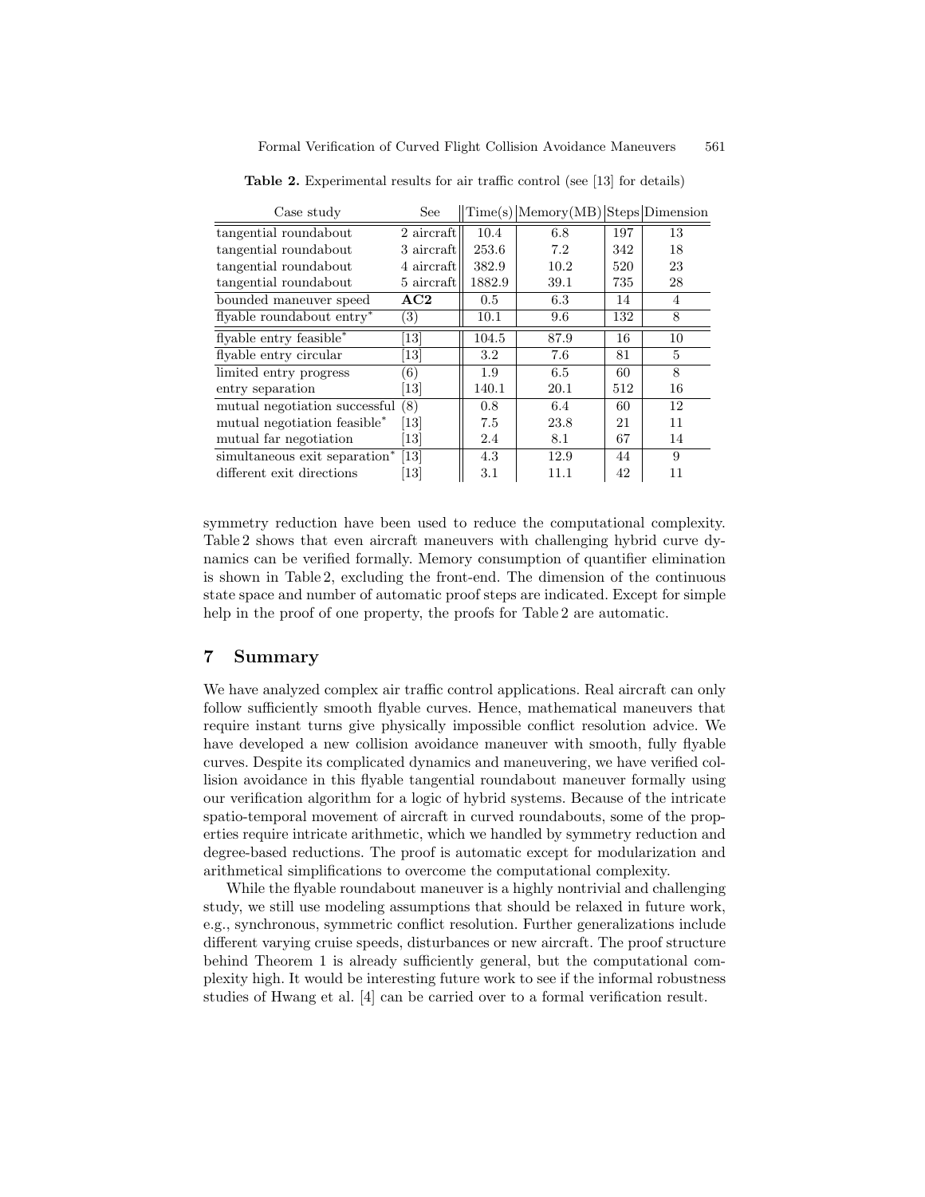**Table 2.** Experimental results for air traffic control (see [13] for details)

| Case study | See | Time(s) | Memory(MB) | Steps | Dimension |
|---|---|---|---|---|---|
| tangential roundabout | 2 aircraft | 10.4 | 6.8 | 197 | 13 |
| tangential roundabout | 3 aircraft | 253.6 | 7.2 | 342 | 18 |
| tangential roundabout | 4 aircraft | 382.9 | 10.2 | 520 | 23 |
| tangential roundabout | 5 aircraft | 1882.9 | 39.1 | 735 | 28 |
| bounded maneuver speed | **AC2** | 0.5 | 6.3 | 14 | 4 |
| flyable roundabout entry* | (3) | 10.1 | 9.6 | 132 | 8 |
| flyable entry feasible* | [13] | 104.5 | 87.9 | 16 | 10 |
| flyable entry circular | [13] | 3.2 | 7.6 | 81 | 5 |
| limited entry progress | (6) | 1.9 | 6.5 | 60 | 8 |
| entry separation | [13] | 140.1 | 20.1 | 512 | 16 |
| mutual negotiation successful | (8) | 0.8 | 6.4 | 60 | 12 |
| mutual negotiation feasible* | [13] | 7.5 | 23.8 | 21 | 11 |
| mutual far negotiation | [13] | 2.4 | 8.1 | 67 | 14 |
| simultaneous exit separation* | [13] | 4.3 | 12.9 | 44 | 9 |
| different exit directions | [13] | 3.1 | 11.1 | 42 | 11 |

symmetry reduction have been used to reduce the computational complexity. Table 2 shows that even aircraft maneuvers with challenging hybrid curve dynamics can be verified formally. Memory consumption of quantifier elimination is shown in Table 2, excluding the front-end. The dimension of the continuous state space and number of automatic proof steps are indicated. Except for simple help in the proof of one property, the proofs for Table 2 are automatic.

## 7 Summary

We have analyzed complex air traffic control applications. Real aircraft can only follow sufficiently smooth flyable curves. Hence, mathematical maneuvers that require instant turns give physically impossible conflict resolution advice. We have developed a new collision avoidance maneuver with smooth, fully flyable curves. Despite its complicated dynamics and maneuvering, we have verified collision avoidance in this flyable tangential roundabout maneuver formally using our verification algorithm for a logic of hybrid systems. Because of the intricate spatio-temporal movement of aircraft in curved roundabouts, some of the properties require intricate arithmetic, which we handled by symmetry reduction and degree-based reductions. The proof is automatic except for modularization and arithmetical simplifications to overcome the computational complexity.

While the flyable roundabout maneuver is a highly nontrivial and challenging study, we still use modeling assumptions that should be relaxed in future work, e.g., synchronous, symmetric conflict resolution. Further generalizations include different varying cruise speeds, disturbances or new aircraft. The proof structure behind Theorem 1 is already sufficiently general, but the computational complexity high. It would be interesting future work to see if the informal robustness studies of Hwang et al. [4] can be carried over to a formal verification result.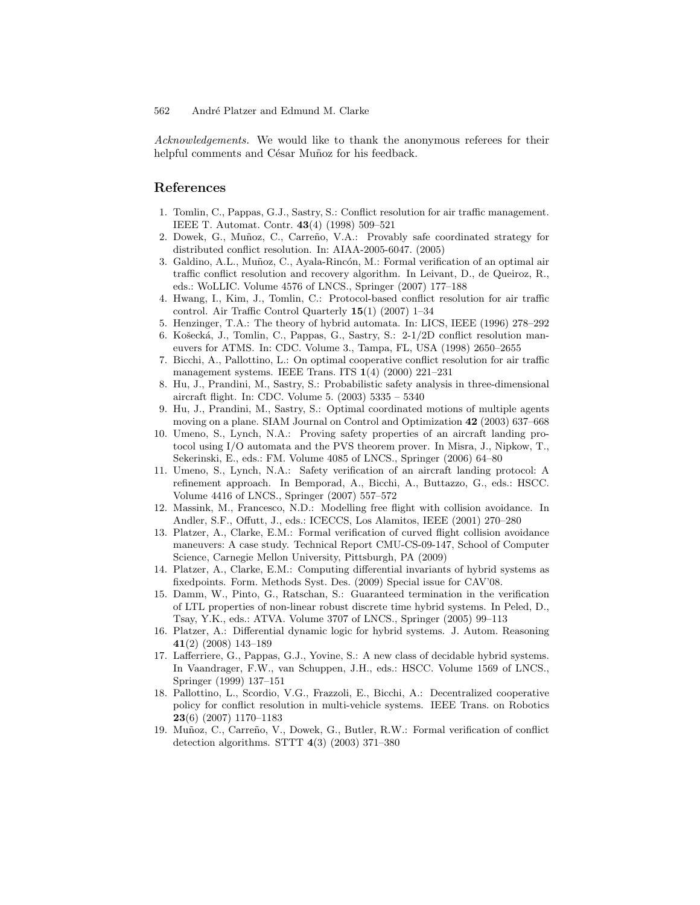*Acknowledgements.* We would like to thank the anonymous referees for their helpful comments and César Muñoz for his feedback.

## References

1. Tomlin, C., Pappas, G.J., Sastry, S.: Conflict resolution for air traffic management. IEEE T. Automat. Contr. **43**(4) (1998) 509–521
2. Dowek, G., Muñoz, C., Carreño, V.A.: Provably safe coordinated strategy for distributed conflict resolution. In: AIAA-2005-6047. (2005)
3. Galdino, A.L., Muñoz, C., Ayala-Rincón, M.: Formal verification of an optimal air traffic conflict resolution and recovery algorithm. In Leivant, D., de Queiroz, R., eds.: WoLLIC. Volume 4576 of LNCS., Springer (2007) 177–188
4. Hwang, I., Kim, J., Tomlin, C.: Protocol-based conflict resolution for air traffic control. Air Traffic Control Quarterly **15**(1) (2007) 1–34
5. Henzinger, T.A.: The theory of hybrid automata. In: LICS, IEEE (1996) 278–292
6. Košecká, J., Tomlin, C., Pappas, G., Sastry, S.: 2-1/2D conflict resolution maneuvers for ATMS. In: CDC. Volume 3., Tampa, FL, USA (1998) 2650–2655
7. Bicchi, A., Pallottino, L.: On optimal cooperative conflict resolution for air traffic management systems. IEEE Trans. ITS **1**(4) (2000) 221–231
8. Hu, J., Prandini, M., Sastry, S.: Probabilistic safety analysis in three-dimensional aircraft flight. In: CDC. Volume 5. (2003) 5335 – 5340
9. Hu, J., Prandini, M., Sastry, S.: Optimal coordinated motions of multiple agents moving on a plane. SIAM Journal on Control and Optimization **42** (2003) 637–668
10. Umeno, S., Lynch, N.A.: Proving safety properties of an aircraft landing protocol using I/O automata and the PVS theorem prover. In Misra, J., Nipkow, T., Sekerinski, E., eds.: FM. Volume 4085 of LNCS., Springer (2006) 64–80
11. Umeno, S., Lynch, N.A.: Safety verification of an aircraft landing protocol: A refinement approach. In Bemporad, A., Bicchi, A., Buttazzo, G., eds.: HSCC. Volume 4416 of LNCS., Springer (2007) 557–572
12. Massink, M., Francesco, N.D.: Modelling free flight with collision avoidance. In Andler, S.F., Offutt, J., eds.: ICECCS, Los Alamitos, IEEE (2001) 270–280
13. Platzer, A., Clarke, E.M.: Formal verification of curved flight collision avoidance maneuvers: A case study. Technical Report CMU-CS-09-147, School of Computer Science, Carnegie Mellon University, Pittsburgh, PA (2009)
14. Platzer, A., Clarke, E.M.: Computing differential invariants of hybrid systems as fixedpoints. Form. Methods Syst. Des. (2009) Special issue for CAV'08.
15. Damm, W., Pinto, G., Ratschan, S.: Guaranteed termination in the verification of LTL properties of non-linear robust discrete time hybrid systems. In Peled, D., Tsay, Y.K., eds.: ATVA. Volume 3707 of LNCS., Springer (2005) 99–113
16. Platzer, A.: Differential dynamic logic for hybrid systems. J. Autom. Reasoning **41**(2) (2008) 143–189
17. Lafferriere, G., Pappas, G.J., Yovine, S.: A new class of decidable hybrid systems. In Vaandrager, F.W., van Schuppen, J.H., eds.: HSCC. Volume 1569 of LNCS., Springer (1999) 137–151
18. Pallottino, L., Scordio, V.G., Frazzoli, E., Bicchi, A.: Decentralized cooperative policy for conflict resolution in multi-vehicle systems. IEEE Trans. on Robotics **23**(6) (2007) 1170–1183
19. Muñoz, C., Carreño, V., Dowek, G., Butler, R.W.: Formal verification of conflict detection algorithms. STTT **4**(3) (2003) 371–380